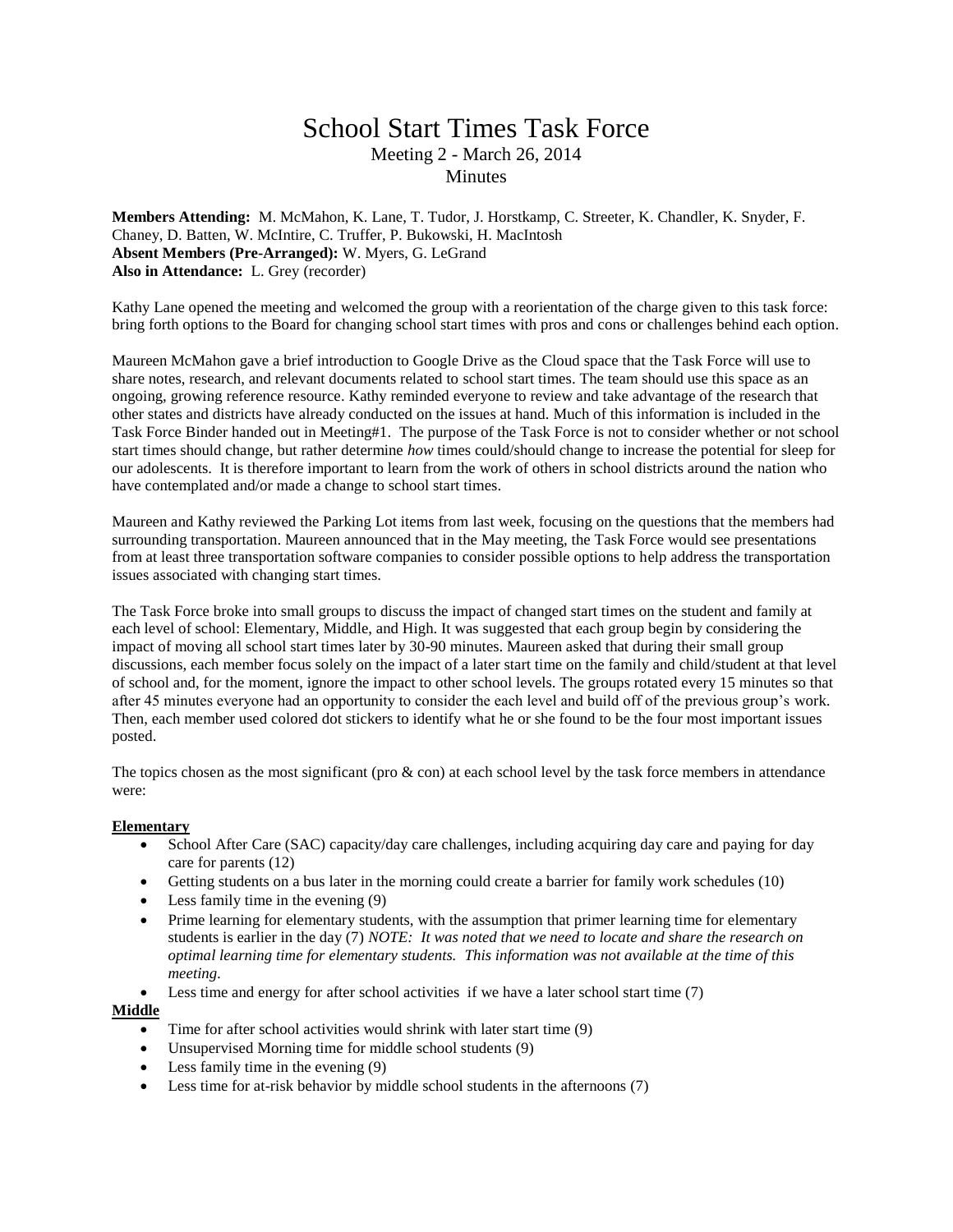# School Start Times Task Force

Meeting 2 - March 26, 2014

Minutes

**Members Attending:** M. McMahon, K. Lane, T. Tudor, J. Horstkamp, C. Streeter, K. Chandler, K. Snyder, F. Chaney, D. Batten, W. McIntire, C. Truffer, P. Bukowski, H. MacIntosh
**Absent Members (Pre-Arranged):** W. Myers, G. LeGrand
**Also in Attendance:** L. Grey (recorder)

Kathy Lane opened the meeting and welcomed the group with a reorientation of the charge given to this task force: bring forth options to the Board for changing school start times with pros and cons or challenges behind each option.

Maureen McMahon gave a brief introduction to Google Drive as the Cloud space that the Task Force will use to share notes, research, and relevant documents related to school start times. The team should use this space as an ongoing, growing reference resource. Kathy reminded everyone to review and take advantage of the research that other states and districts have already conducted on the issues at hand. Much of this information is included in the Task Force Binder handed out in Meeting#1. The purpose of the Task Force is not to consider whether or not school start times should change, but rather determine *how* times could/should change to increase the potential for sleep for our adolescents. It is therefore important to learn from the work of others in school districts around the nation who have contemplated and/or made a change to school start times.

Maureen and Kathy reviewed the Parking Lot items from last week, focusing on the questions that the members had surrounding transportation. Maureen announced that in the May meeting, the Task Force would see presentations from at least three transportation software companies to consider possible options to help address the transportation issues associated with changing start times.

The Task Force broke into small groups to discuss the impact of changed start times on the student and family at each level of school: Elementary, Middle, and High. It was suggested that each group begin by considering the impact of moving all school start times later by 30-90 minutes. Maureen asked that during their small group discussions, each member focus solely on the impact of a later start time on the family and child/student at that level of school and, for the moment, ignore the impact to other school levels. The groups rotated every 15 minutes so that after 45 minutes everyone had an opportunity to consider the each level and build off of the previous group's work. Then, each member used colored dot stickers to identify what he or she found to be the four most important issues posted.

The topics chosen as the most significant (pro & con) at each school level by the task force members in attendance were:

**Elementary**

- School After Care (SAC) capacity/day care challenges, including acquiring day care and paying for day care for parents (12)
- Getting students on a bus later in the morning could create a barrier for family work schedules (10)
- Less family time in the evening (9)
- Prime learning for elementary students, with the assumption that primer learning time for elementary students is earlier in the day (7) *NOTE: It was noted that we need to locate and share the research on optimal learning time for elementary students. This information was not available at the time of this meeting.*
- Less time and energy for after school activities if we have a later school start time (7)

**Middle**

- Time for after school activities would shrink with later start time (9)
- Unsupervised Morning time for middle school students (9)
- Less family time in the evening (9)
- Less time for at-risk behavior by middle school students in the afternoons (7)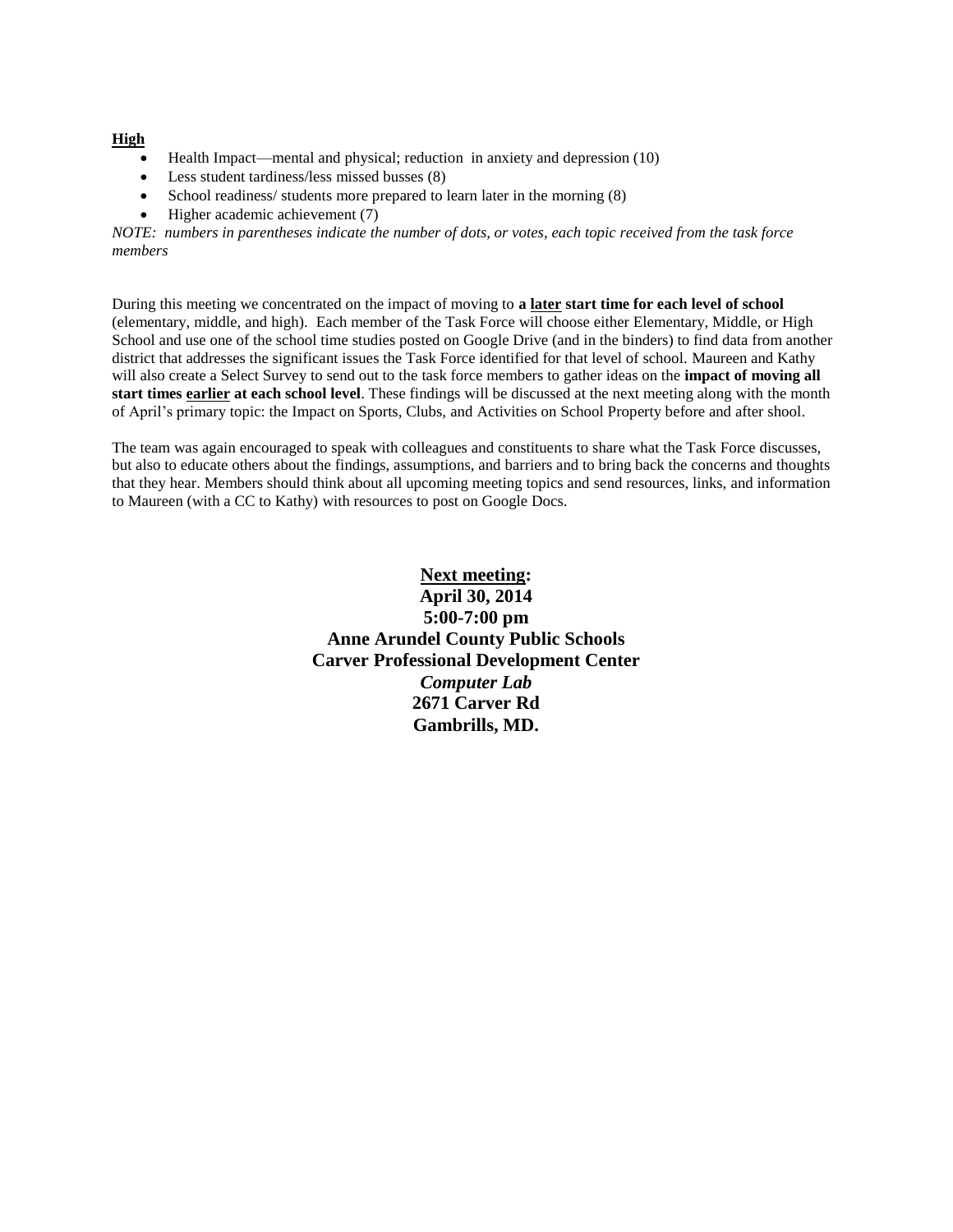**High**

- Health Impact—mental and physical; reduction in anxiety and depression (10)
- Less student tardiness/less missed busses (8)
- School readiness/ students more prepared to learn later in the morning (8)
- Higher academic achievement (7)

*NOTE: numbers in parentheses indicate the number of dots, or votes, each topic received from the task force members*

During this meeting we concentrated on the impact of moving to **a later start time for each level of school** (elementary, middle, and high). Each member of the Task Force will choose either Elementary, Middle, or High School and use one of the school time studies posted on Google Drive (and in the binders) to find data from another district that addresses the significant issues the Task Force identified for that level of school. Maureen and Kathy will also create a Select Survey to send out to the task force members to gather ideas on the **impact of moving all start times earlier at each school level**. These findings will be discussed at the next meeting along with the month of April's primary topic: the Impact on Sports, Clubs, and Activities on School Property before and after shool.

The team was again encouraged to speak with colleagues and constituents to share what the Task Force discusses, but also to educate others about the findings, assumptions, and barriers and to bring back the concerns and thoughts that they hear. Members should think about all upcoming meeting topics and send resources, links, and information to Maureen (with a CC to Kathy) with resources to post on Google Docs.

**Next meeting:**
**April 30, 2014**
**5:00-7:00 pm**
**Anne Arundel County Public Schools**
**Carver Professional Development Center**
***Computer Lab***
**2671 Carver Rd**
**Gambrills, MD.**